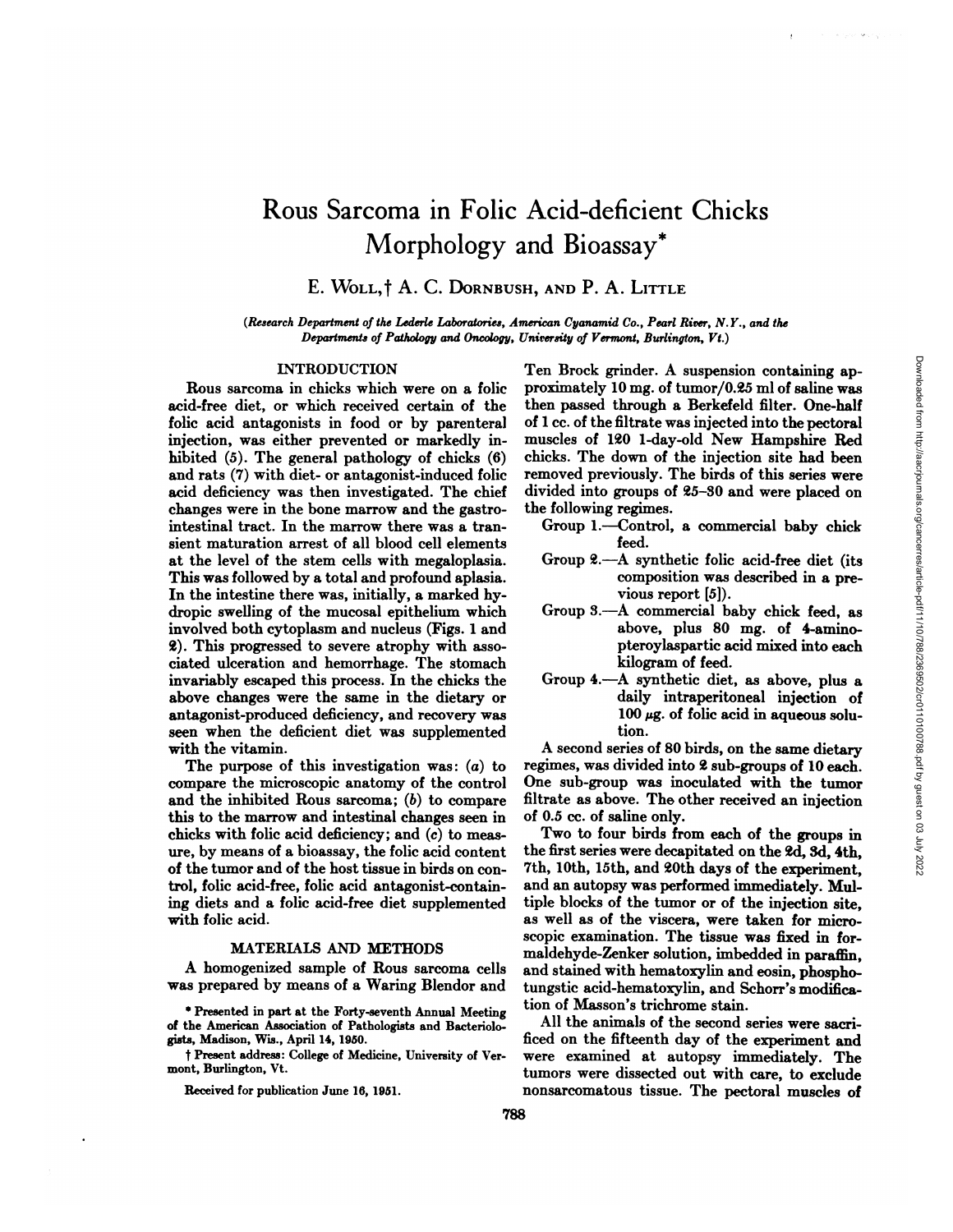# Rous Sarcoma in Folic Acid-deficient Chicks Morphology and Bioassay*

E. Woll,† A. C. Dornbush, and P. A. Little

*(Research Department of the Lederle Laboratories, American Cyanamid Co., Pearl River, N.Y., and the Departments of Pathology and Oncology, University of Vermont, Burlington, Vt.)*

## INTRODUCTION

Rous sarcoma in chicks which were on a folic acid-free diet, or which received certain of the folic acid antagonists in food or by parenteral injection, was either prevented or markedly inhibited (5). The general pathology of chicks (6) and rats (7) with diet- or antagonist-induced folic acid deficiency was then investigated. The chief changes were in the bone marrow and the gastrointestinal tract. In the marrow there was a transient maturation arrest of all blood cell elements at the level of the stem cells with megaloplasia. This was followed by a total and profound aplasia. In the intestine there was, initially, a marked hydropic swelling of the mucosal epithelium which involved both cytoplasm and nucleus (Figs. 1 and 2). This progressed to severe atrophy with associated ulceration and hemorrhage. The stomach invariably escaped this process. In the chicks the above changes were the same in the dietary or antagonist-produced deficiency, and recovery was seen when the deficient diet was supplemented with the vitamin.

The purpose of this investigation was: (*a*) to compare the microscopic anatomy of the control and the inhibited Rous sarcoma; (*b*) to compare this to the marrow and intestinal changes seen in chicks with folic acid deficiency; and (*c*) to measure, by means of a bioassay, the folic acid content of the tumor and of the host tissue in birds on control, folic acid-free, folic acid antagonist-containing diets and a folic acid-free diet supplemented with folic acid.

## MATERIALS AND METHODS

A homogenized sample of Rous sarcoma cells was prepared by means of a Waring Blendor and Ten Brock grinder. A suspension containing approximately 10 mg. of tumor/0.25 ml of saline was then passed through a Berkefeld filter. One-half of 1 cc. of the filtrate was injected into the pectoral muscles of 120 1-day-old New Hampshire Red chicks. The down of the injection site had been removed previously. The birds of this series were divided into groups of 25–30 and were placed on the following regimes.

Group 1.—Control, a commercial baby chick feed.

Group 2.—A synthetic folic acid-free diet (its composition was described in a previous report [5]).

Group 3.—A commercial baby chick feed, as above, plus 80 mg. of 4-aminopteroylaspartic acid mixed into each kilogram of feed.

Group 4.—A synthetic diet, as above, plus a daily intraperitoneal injection of 100 $\mu$g. of folic acid in aqueous solution.

A second series of 80 birds, on the same dietary regimes, was divided into 2 sub-groups of 10 each. One sub-group was inoculated with the tumor filtrate as above. The other received an injection of 0.5 cc. of saline only.

Two to four birds from each of the groups in the first series were decapitated on the 2d, 3d, 4th, 7th, 10th, 15th, and 20th days of the experiment, and an autopsy was performed immediately. Multiple blocks of the tumor or of the injection site, as well as of the viscera, were taken for microscopic examination. The tissue was fixed in formaldehyde-Zenker solution, imbedded in paraffin, and stained with hematoxylin and eosin, phosphotungstic acid-hematoxylin, and Schorr's modification of Masson's trichrome stain.

All the animals of the second series were sacrificed on the fifteenth day of the experiment and were examined at autopsy immediately. The tumors were dissected out with care, to exclude nonsarcomatous tissue. The pectoral muscles of

---

\* Presented in part at the Forty-seventh Annual Meeting of the American Association of Pathologists and Bacteriologists, Madison, Wis., April 14, 1950.

† Present address: College of Medicine, University of Vermont, Burlington, Vt.

Received for publication June 16, 1951.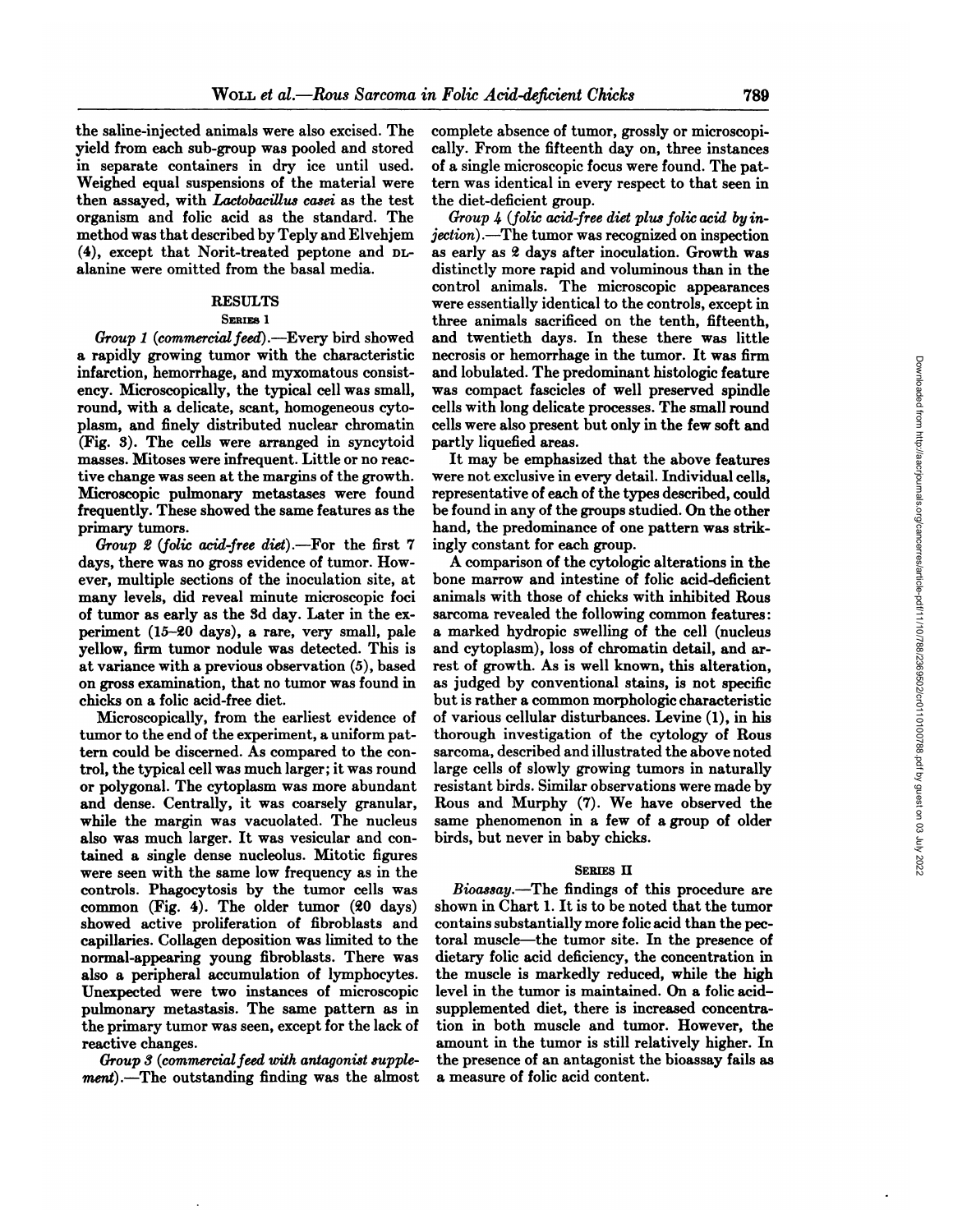the saline-injected animals were also excised. The yield from each sub-group was pooled and stored in separate containers in dry ice until used. Weighed equal suspensions of the material were then assayed, with *Lactobacillus casei* as the test organism and folic acid as the standard. The method was that described by Teply and Elvehjem (4), except that Norit-treated peptone and DL-alanine were omitted from the basal media.

## RESULTS

### SERIES I

*Group 1 (commercial feed)*.—Every bird showed a rapidly growing tumor with the characteristic infarction, hemorrhage, and myxomatous consistency. Microscopically, the typical cell was small, round, with a delicate, scant, homogeneous cytoplasm, and finely distributed nuclear chromatin (Fig. 3). The cells were arranged in syncytoid masses. Mitoses were infrequent. Little or no reactive change was seen at the margins of the growth. Microscopic pulmonary metastases were found frequently. These showed the same features as the primary tumors.

*Group 2 (folic acid-free diet)*.—For the first 7 days, there was no gross evidence of tumor. However, multiple sections of the inoculation site, at many levels, did reveal minute microscopic foci of tumor as early as the 3d day. Later in the experiment (15–20 days), a rare, very small, pale yellow, firm tumor nodule was detected. This is at variance with a previous observation (5), based on gross examination, that no tumor was found in chicks on a folic acid-free diet.

Microscopically, from the earliest evidence of tumor to the end of the experiment, a uniform pattern could be discerned. As compared to the control, the typical cell was much larger; it was round or polygonal. The cytoplasm was more abundant and dense. Centrally, it was coarsely granular, while the margin was vacuolated. The nucleus also was much larger. It was vesicular and contained a single dense nucleolus. Mitotic figures were seen with the same low frequency as in the controls. Phagocytosis by the tumor cells was common (Fig. 4). The older tumor (20 days) showed active proliferation of fibroblasts and capillaries. Collagen deposition was limited to the normal-appearing young fibroblasts. There was also a peripheral accumulation of lymphocytes. Unexpected were two instances of microscopic pulmonary metastasis. The same pattern as in the primary tumor was seen, except for the lack of reactive changes.

*Group 3 (commercial feed with antagonist supplement)*.—The outstanding finding was the almost complete absence of tumor, grossly or microscopically. From the fifteenth day on, three instances of a single microscopic focus were found. The pattern was identical in every respect to that seen in the diet-deficient group.

*Group 4 (folic acid-free diet plus folic acid by injection)*.—The tumor was recognized on inspection as early as 2 days after inoculation. Growth was distinctly more rapid and voluminous than in the control animals. The microscopic appearances were essentially identical to the controls, except in three animals sacrificed on the tenth, fifteenth, and twentieth days. In these there was little necrosis or hemorrhage in the tumor. It was firm and lobulated. The predominant histologic feature was compact fascicles of well preserved spindle cells with long delicate processes. The small round cells were also present but only in the few soft and partly liquefied areas.

It may be emphasized that the above features were not exclusive in every detail. Individual cells, representative of each of the types described, could be found in any of the groups studied. On the other hand, the predominance of one pattern was strikingly constant for each group.

A comparison of the cytologic alterations in the bone marrow and intestine of folic acid-deficient animals with those of chicks with inhibited Rous sarcoma revealed the following common features: a marked hydropic swelling of the cell (nucleus and cytoplasm), loss of chromatin detail, and arrest of growth. As is well known, this alteration, as judged by conventional stains, is not specific but is rather a common morphologic characteristic of various cellular disturbances. Levine (1), in his thorough investigation of the cytology of Rous sarcoma, described and illustrated the above noted large cells of slowly growing tumors in naturally resistant birds. Similar observations were made by Rous and Murphy (7). We have observed the same phenomenon in a few of a group of older birds, but never in baby chicks.

### SERIES II

*Bioassay*.—The findings of this procedure are shown in Chart 1. It is to be noted that the tumor contains substantially more folic acid than the pectoral muscle—the tumor site. In the presence of dietary folic acid deficiency, the concentration in the muscle is markedly reduced, while the high level in the tumor is maintained. On a folic acid-supplemented diet, there is increased concentration in both muscle and tumor. However, the amount in the tumor is still relatively higher. In the presence of an antagonist the bioassay fails as a measure of folic acid content.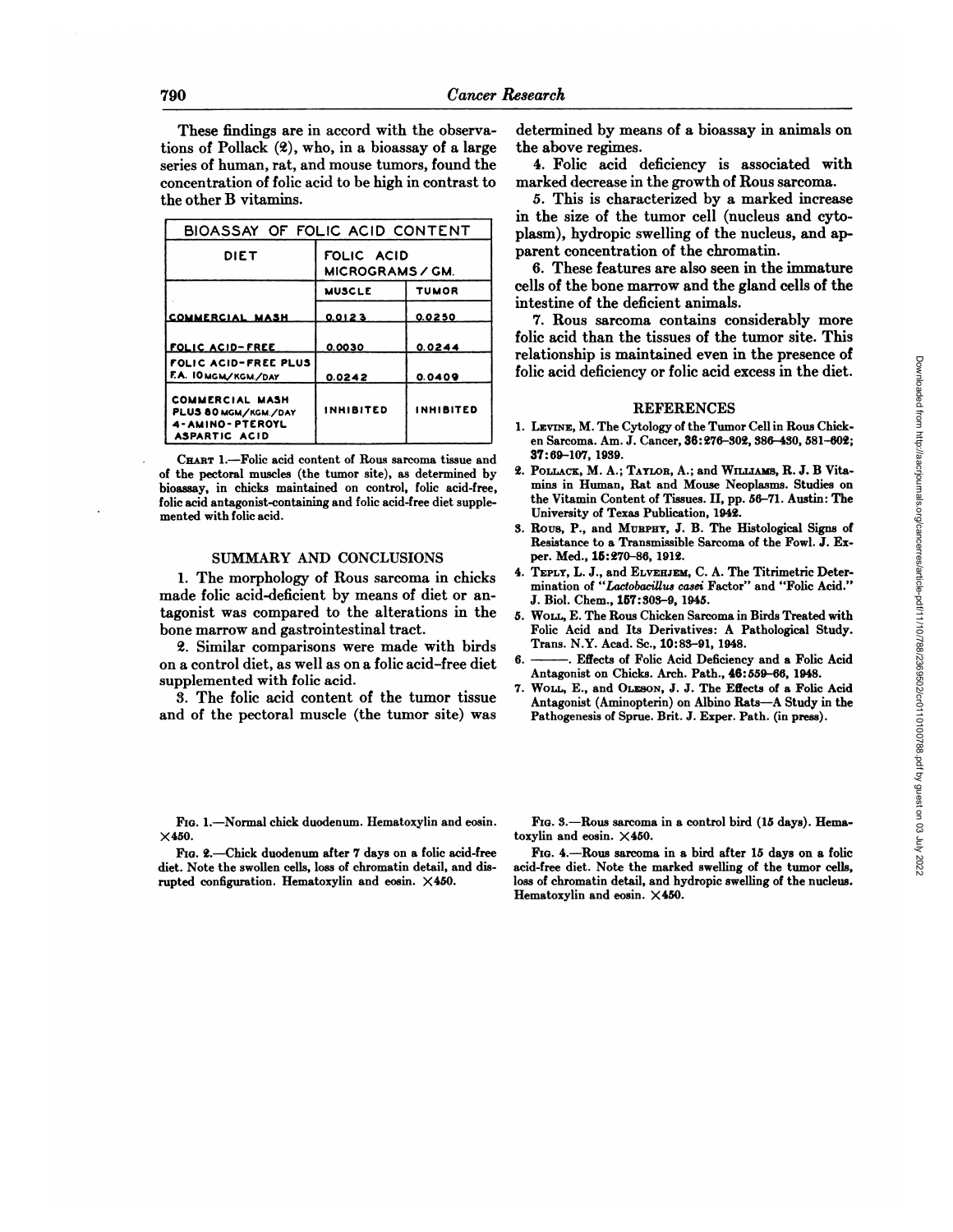These findings are in accord with the observations of Pollack (2), who, in a bioassay of a large series of human, rat, and mouse tumors, found the concentration of folic acid to be high in contrast to the other B vitamins.

| BIOASSAY OF FOLIC ACID CONTENT | | |
|---|---|---|
| DIET | FOLIC ACID MICROGRAMS / GM. | |
| | MUSCLE | TUMOR |
| COMMERCIAL MASH | 0.0123 | 0.0250 |
| FOLIC ACID-FREE | 0.0030 | 0.0244 |
| FOLIC ACID-FREE PLUS F.A. 10 MGM/KGM/DAY | 0.0242 | 0.0409 |
| COMMERCIAL MASH PLUS 80 MGM/KGM/DAY 4-AMINO-PTEROYL ASPARTIC ACID | INHIBITED | INHIBITED |

CHART 1.—Folic acid content of Rous sarcoma tissue and of the pectoral muscles (the tumor site), as determined by bioassay, in chicks maintained on control, folic acid-free, folic acid antagonist-containing and folic acid-free diet supplemented with folic acid.

## SUMMARY AND CONCLUSIONS

1. The morphology of Rous sarcoma in chicks made folic acid-deficient by means of diet or antagonist was compared to the alterations in the bone marrow and gastrointestinal tract.

2. Similar comparisons were made with birds on a control diet, as well as on a folic acid-free diet supplemented with folic acid.

3. The folic acid content of the tumor tissue and of the pectoral muscle (the tumor site) was determined by means of a bioassay in animals on the above regimes.

4. Folic acid deficiency is associated with marked decrease in the growth of Rous sarcoma.

5. This is characterized by a marked increase in the size of the tumor cell (nucleus and cytoplasm), hydropic swelling of the nucleus, and apparent concentration of the chromatin.

6. These features are also seen in the immature cells of the bone marrow and the gland cells of the intestine of the deficient animals.

7. Rous sarcoma contains considerably more folic acid than the tissues of the tumor site. This relationship is maintained even in the presence of folic acid deficiency or folic acid excess in the diet.

## REFERENCES

1. LEVINE, M. The Cytology of the Tumor Cell in Rous Chicken Sarcoma. Am. J. Cancer, **36**:276–302, 386–430, 581–602; **37**:69–107, 1939.
2. POLLACK, M. A.; TAYLOR, A.; and WILLIAMS, R. J. B Vitamins in Human, Rat and Mouse Neoplasms. Studies on the Vitamin Content of Tissues. II, pp. 56–71. Austin: The University of Texas Publication, 1942.
3. ROUS, P., and MURPHY, J. B. The Histological Signs of Resistance to a Transmissible Sarcoma of the Fowl. J. Exper. Med., **15**:270–86, 1912.
4. TEPLY, L. J., and ELVEHJEM, C. A. The Titrimetric Determination of "*Lactobacillus casei* Factor" and "Folic Acid." J. Biol. Chem., **157**:303–9, 1945.
5. WOLL, E. The Rous Chicken Sarcoma in Birds Treated with Folic Acid and Its Derivatives: A Pathological Study. Trans. N.Y. Acad. Sc., **10**:83–91, 1948.
6. ———. Effects of Folic Acid Deficiency and a Folic Acid Antagonist on Chicks. Arch. Path., **46**:559–66, 1948.
7. WOLL, E., and OLESON, J. J. The Effects of a Folic Acid Antagonist (Aminopterin) on Albino Rats—A Study in the Pathogenesis of Sprue. Brit. J. Exper. Path. (in press).

FIG. 1.—Normal chick duodenum. Hematoxylin and eosin. ×450.

FIG. 2.—Chick duodenum after 7 days on a folic acid-free diet. Note the swollen cells, loss of chromatin detail, and disrupted configuration. Hematoxylin and eosin. ×450.

FIG. 3.—Rous sarcoma in a control bird (15 days). Hematoxylin and eosin. ×450.

FIG. 4.—Rous sarcoma in a bird after 15 days on a folic acid-free diet. Note the marked swelling of the tumor cells, loss of chromatin detail, and hydropic swelling of the nucleus. Hematoxylin and eosin. ×450.